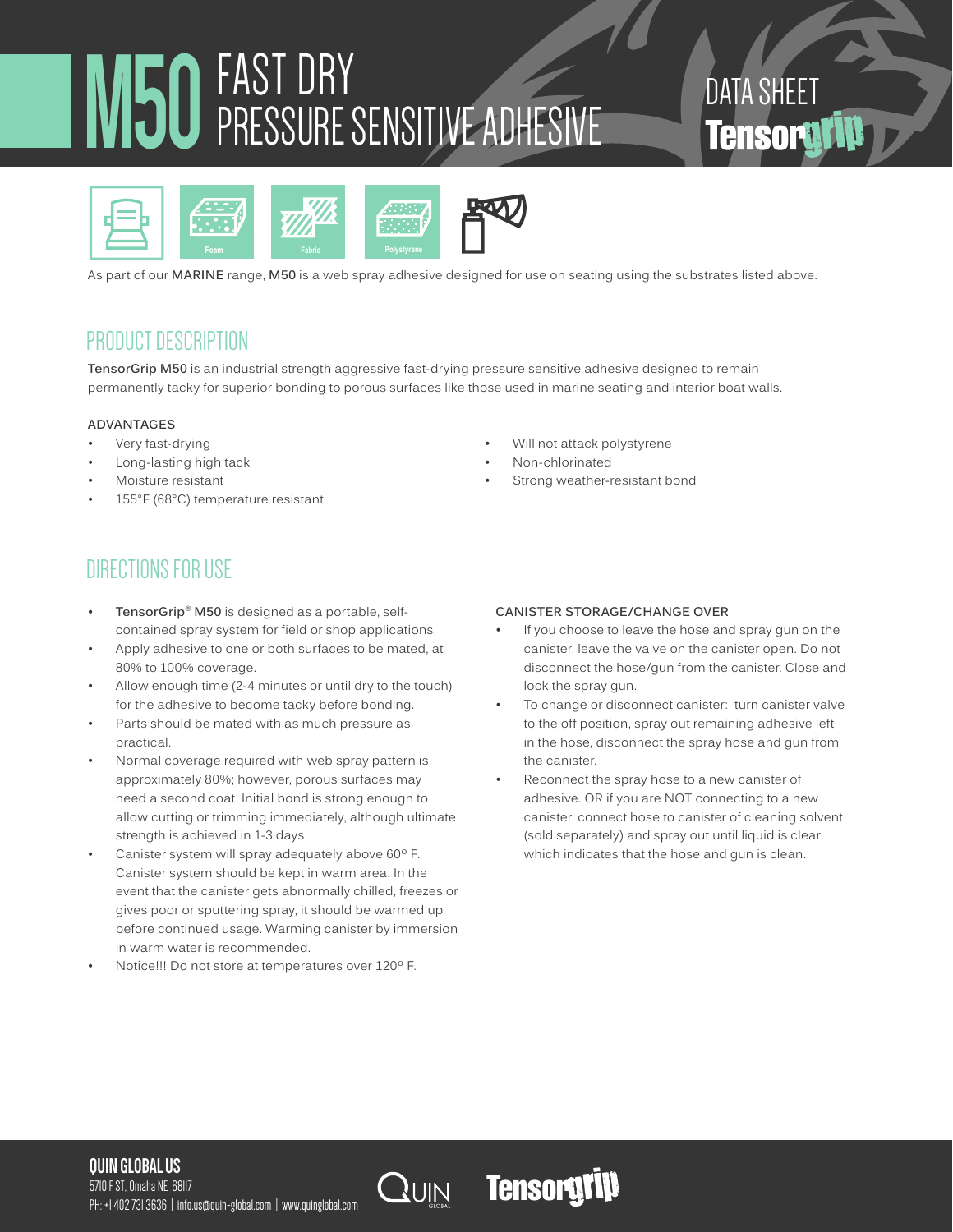# M50 FAST DRY PRESSURE SENSITIVE ADHESIVE

DATA SHEET
Tensorgrip

Foam | Fabric | Polystyrene

As part of our **MARINE** range, **M50** is a web spray adhesive designed for use on seating using the substrates listed above.

## PRODUCT DESCRIPTION

**TensorGrip M50** is an industrial strength aggressive fast-drying pressure sensitive adhesive designed to remain permanently tacky for superior bonding to porous surfaces like those used in marine seating and interior boat walls.

### ADVANTAGES

- Very fast-drying
- Long-lasting high tack
- Moisture resistant
- 155°F (68°C) temperature resistant
- Will not attack polystyrene
- Non-chlorinated
- Strong weather-resistant bond

## DIRECTIONS FOR USE

- **TensorGrip® M50** is designed as a portable, self-contained spray system for field or shop applications.
- Apply adhesive to one or both surfaces to be mated, at 80% to 100% coverage.
- Allow enough time (2-4 minutes or until dry to the touch) for the adhesive to become tacky before bonding.
- Parts should be mated with as much pressure as practical.
- Normal coverage required with web spray pattern is approximately 80%; however, porous surfaces may need a second coat. Initial bond is strong enough to allow cutting or trimming immediately, although ultimate strength is achieved in 1-3 days.
- Canister system will spray adequately above 60º F. Canister system should be kept in warm area. In the event that the canister gets abnormally chilled, freezes or gives poor or sputtering spray, it should be warmed up before continued usage. Warming canister by immersion in warm water is recommended.
- Notice!!! Do not store at temperatures over 120º F.

### CANISTER STORAGE/CHANGE OVER

- If you choose to leave the hose and spray gun on the canister, leave the valve on the canister open. Do not disconnect the hose/gun from the canister. Close and lock the spray gun.
- To change or disconnect canister: turn canister valve to the off position, spray out remaining adhesive left in the hose, disconnect the spray hose and gun from the canister.
- Reconnect the spray hose to a new canister of adhesive. OR if you are NOT connecting to a new canister, connect hose to canister of cleaning solvent (sold separately) and spray out until liquid is clear which indicates that the hose and gun is clean.

**QUIN GLOBAL US**
5710 F ST. Omaha NE 68117
PH: +1 402 731 3636 | info.us@quin-global.com | www.quinglobal.com

QUIN GLOBAL | Tensorgrip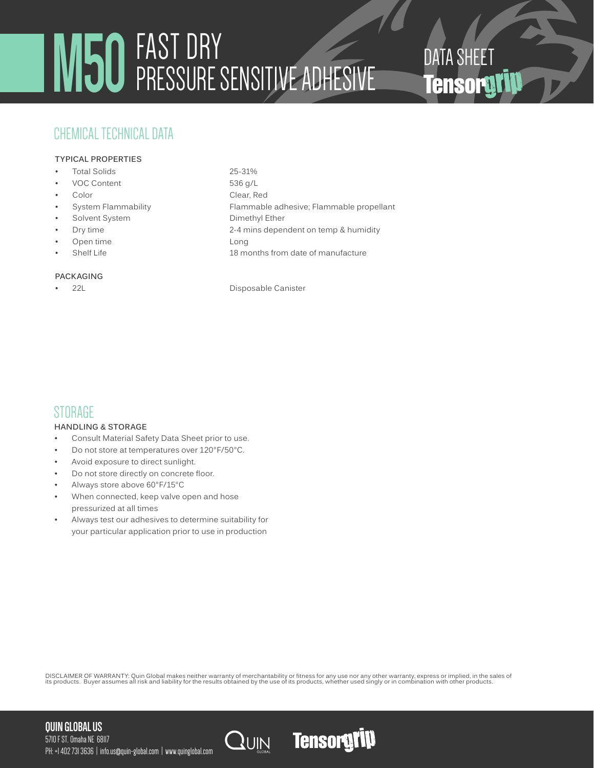# M50 FAST DRY PRESSURE SENSITIVE ADHESIVE

DATA SHEET
Tensorgrip

## CHEMICAL TECHNICAL DATA

### TYPICAL PROPERTIES

| Property | Value |
|---|---|
| Total Solids | 25-31% |
| VOC Content | 536 g/L |
| Color | Clear, Red |
| System Flammability | Flammable adhesive; Flammable propellant |
| Solvent System | Dimethyl Ether |
| Dry time | 2-4 mins dependent on temp & humidity |
| Open time | Long |
| Shelf Life | 18 months from date of manufacture |

### PACKAGING

| Size | Type |
|---|---|
| 22L | Disposable Canister |

## STORAGE

### HANDLING & STORAGE

- Consult Material Safety Data Sheet prior to use.
- Do not store at temperatures over 120°F/50°C.
- Avoid exposure to direct sunlight.
- Do not store directly on concrete floor.
- Always store above 60°F/15°C
- When connected, keep valve open and hose pressurized at all times
- Always test our adhesives to determine suitability for your particular application prior to use in production

DISCLAIMER OF WARRANTY: Quin Global makes neither warranty of merchantability or fitness for any use nor any other warranty, express or implied, in the sales of its products. Buyer assumes all risk and liability for the results obtained by the use of its products, whether used singly or in combination with other products.

**QUIN GLOBAL US**
5710 F ST, Omaha NE 68117
PH: +1 402 731 3636 | info.us@quin-global.com | www.quinglobal.com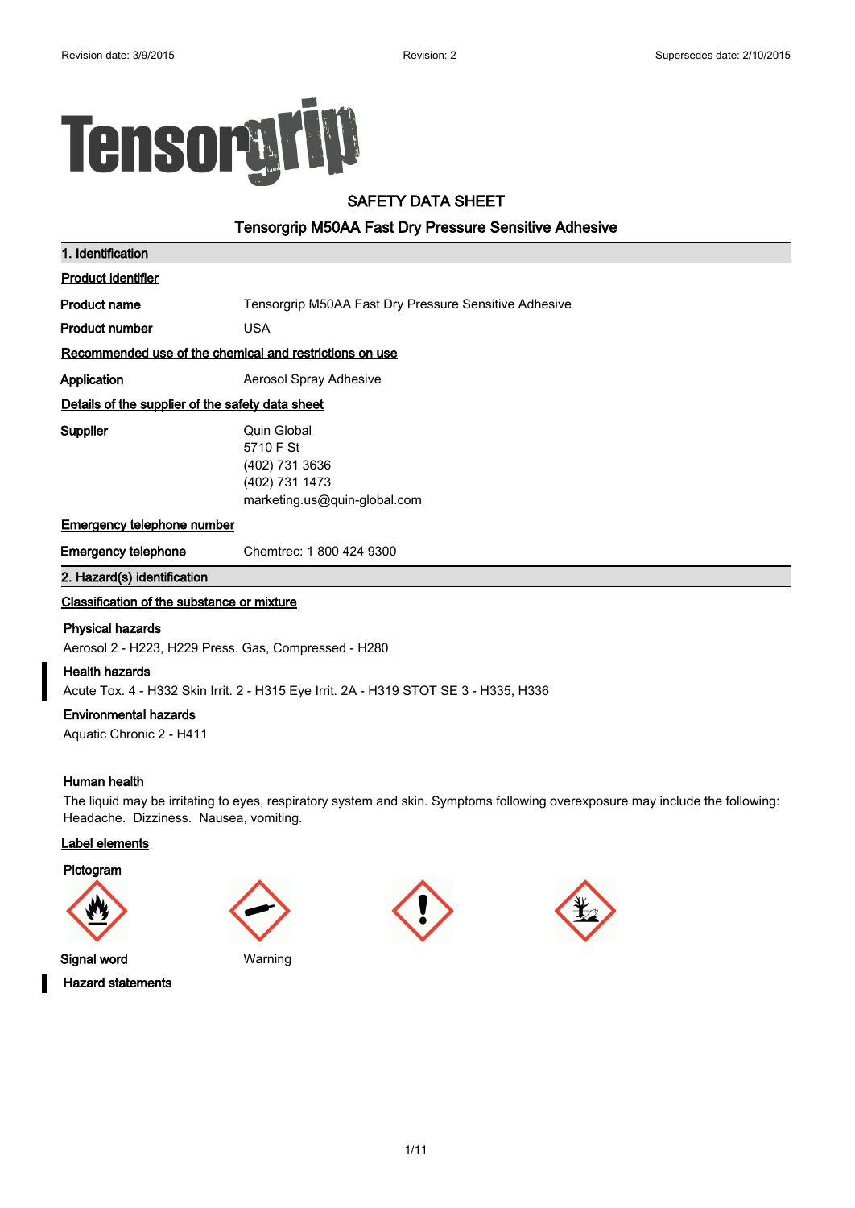# SAFETY DATA SHEET

## Tensorgrip M50AA Fast Dry Pressure Sensitive Adhesive

### 1. Identification

**Product identifier**

| | |
|---|---|
| **Product name** | Tensorgrip M50AA Fast Dry Pressure Sensitive Adhesive |
| **Product number** | USA |

**Recommended use of the chemical and restrictions on use**

| | |
|---|---|
| **Application** | Aerosol Spray Adhesive |

**Details of the supplier of the safety data sheet**

**Supplier**
Quin Global
5710 F St
(402) 731 3636
(402) 731 1473
marketing.us@quin-global.com

**Emergency telephone number**

| | |
|---|---|
| **Emergency telephone** | Chemtrec: 1 800 424 9300 |

### 2. Hazard(s) identification

**Classification of the substance or mixture**

**Physical hazards**
Aerosol 2 - H223, H229 Press. Gas, Compressed - H280

**Health hazards**
Acute Tox. 4 - H332 Skin Irrit. 2 - H315 Eye Irrit. 2A - H319 STOT SE 3 - H335, H336

**Environmental hazards**
Aquatic Chronic 2 - H411

**Human health**
The liquid may be irritating to eyes, respiratory system and skin. Symptoms following overexposure may include the following: Headache. Dizziness. Nausea, vomiting.

**Label elements**

**Pictogram**

| | |
|---|---|
| **Signal word** | Warning |

**Hazard statements**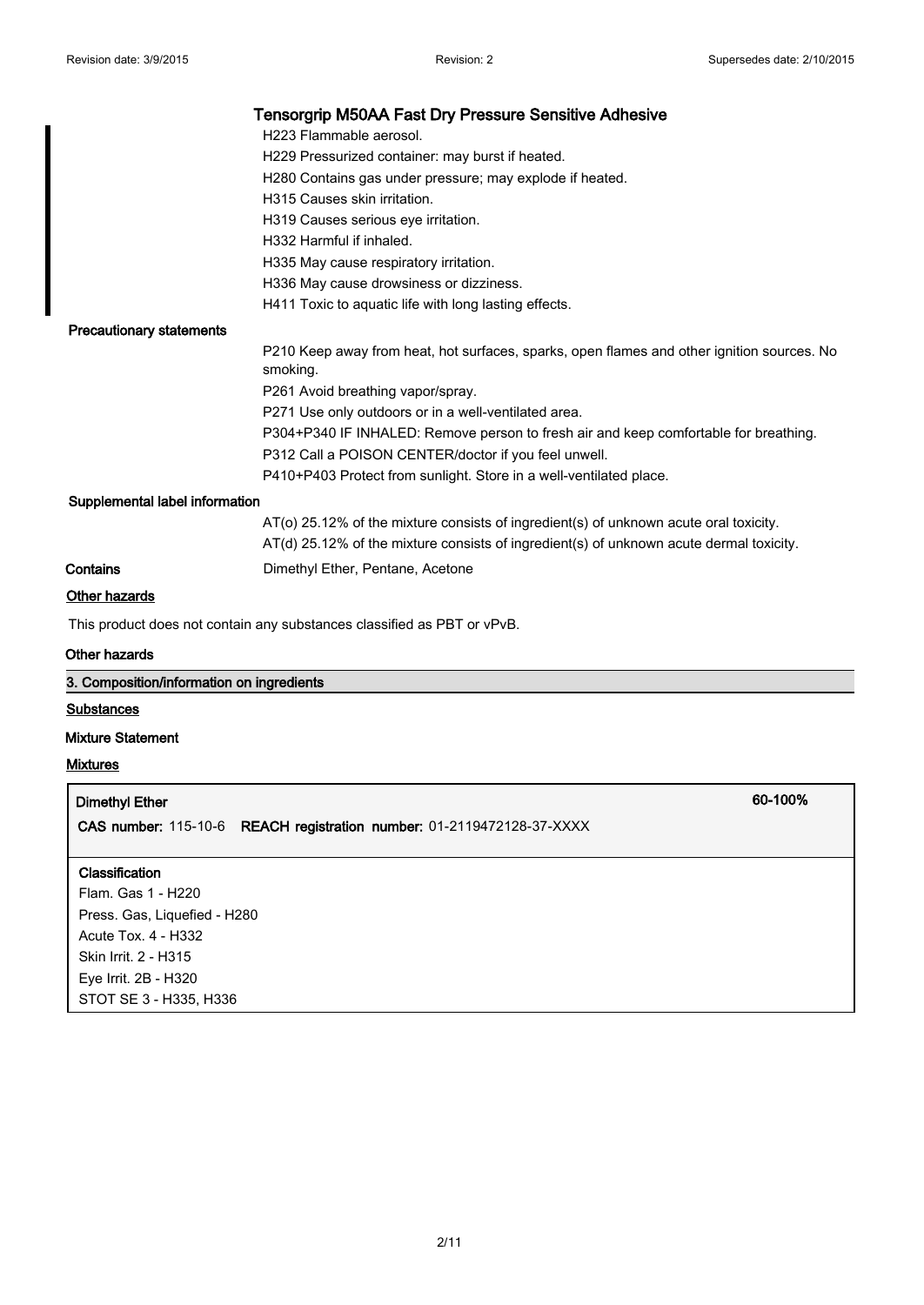## Tensorgrip M50AA Fast Dry Pressure Sensitive Adhesive

H223 Flammable aerosol.
H229 Pressurized container: may burst if heated.
H280 Contains gas under pressure; may explode if heated.
H315 Causes skin irritation.
H319 Causes serious eye irritation.
H332 Harmful if inhaled.
H335 May cause respiratory irritation.
H336 May cause drowsiness or dizziness.
H411 Toxic to aquatic life with long lasting effects.

**Precautionary statements**

P210 Keep away from heat, hot surfaces, sparks, open flames and other ignition sources. No smoking.
P261 Avoid breathing vapor/spray.
P271 Use only outdoors or in a well-ventilated area.
P304+P340 IF INHALED: Remove person to fresh air and keep comfortable for breathing.
P312 Call a POISON CENTER/doctor if you feel unwell.
P410+P403 Protect from sunlight. Store in a well-ventilated place.

**Supplemental label information**

AT(o) 25.12% of the mixture consists of ingredient(s) of unknown acute oral toxicity.
AT(d) 25.12% of the mixture consists of ingredient(s) of unknown acute dermal toxicity.

**Contains** Dimethyl Ether, Pentane, Acetone

**Other hazards**

This product does not contain any substances classified as PBT or vPvB.

**Other hazards**

## 3. Composition/information on ingredients

**Substances**

**Mixture Statement**

**Mixtures**

**Dimethyl Ether** 60-100%

**CAS number:** 115-10-6 **REACH registration number:** 01-2119472128-37-XXXX

**Classification**
Flam. Gas 1 - H220
Press. Gas, Liquefied - H280
Acute Tox. 4 - H332
Skin Irrit. 2 - H315
Eye Irrit. 2B - H320
STOT SE 3 - H335, H336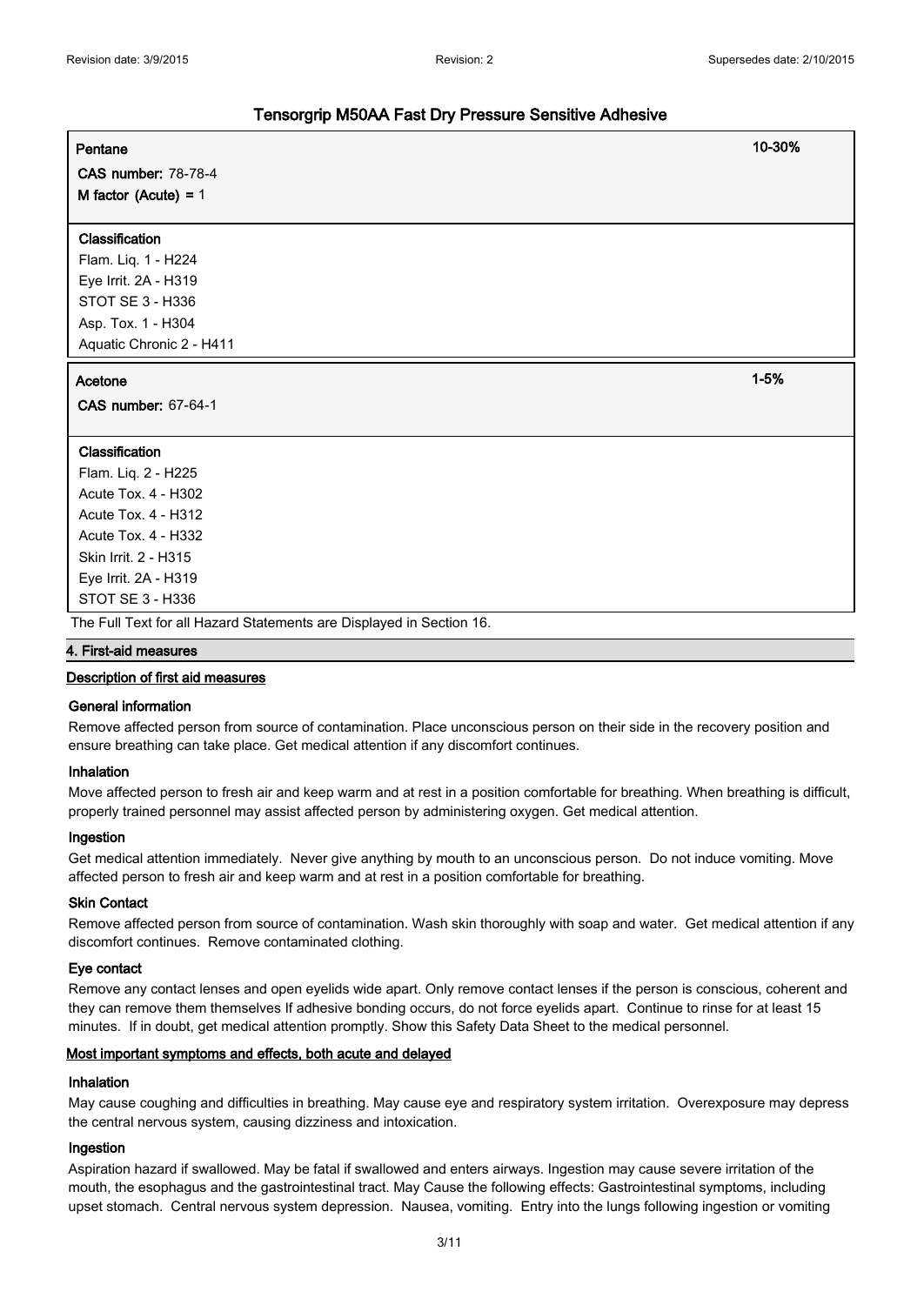**Pentane** 10-30%

**CAS number:** 78-78-4

**M factor (Acute)** = 1

**Classification**

Flam. Liq. 1 - H224
Eye Irrit. 2A - H319
STOT SE 3 - H336
Asp. Tox. 1 - H304
Aquatic Chronic 2 - H411

**Acetone** 1-5%

**CAS number:** 67-64-1

**Classification**

Flam. Liq. 2 - H225
Acute Tox. 4 - H302
Acute Tox. 4 - H312
Acute Tox. 4 - H332
Skin Irrit. 2 - H315
Eye Irrit. 2A - H319
STOT SE 3 - H336

The Full Text for all Hazard Statements are Displayed in Section 16.

## 4. First-aid measures

### Description of first aid measures

**General information**

Remove affected person from source of contamination. Place unconscious person on their side in the recovery position and ensure breathing can take place. Get medical attention if any discomfort continues.

**Inhalation**

Move affected person to fresh air and keep warm and at rest in a position comfortable for breathing. When breathing is difficult, properly trained personnel may assist affected person by administering oxygen. Get medical attention.

**Ingestion**

Get medical attention immediately. Never give anything by mouth to an unconscious person. Do not induce vomiting. Move affected person to fresh air and keep warm and at rest in a position comfortable for breathing.

**Skin Contact**

Remove affected person from source of contamination. Wash skin thoroughly with soap and water. Get medical attention if any discomfort continues. Remove contaminated clothing.

**Eye contact**

Remove any contact lenses and open eyelids wide apart. Only remove contact lenses if the person is conscious, coherent and they can remove them themselves If adhesive bonding occurs, do not force eyelids apart. Continue to rinse for at least 15 minutes. If in doubt, get medical attention promptly. Show this Safety Data Sheet to the medical personnel.

### Most important symptoms and effects, both acute and delayed

**Inhalation**

May cause coughing and difficulties in breathing. May cause eye and respiratory system irritation. Overexposure may depress the central nervous system, causing dizziness and intoxication.

**Ingestion**

Aspiration hazard if swallowed. May be fatal if swallowed and enters airways. Ingestion may cause severe irritation of the mouth, the esophagus and the gastrointestinal tract. May Cause the following effects: Gastrointestinal symptoms, including upset stomach. Central nervous system depression. Nausea, vomiting. Entry into the lungs following ingestion or vomiting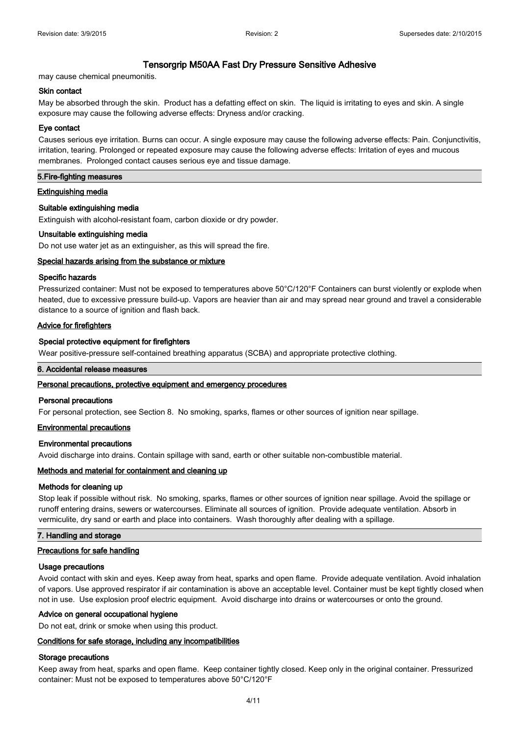may cause chemical pneumonitis.

#### Skin contact

May be absorbed through the skin. Product has a defatting effect on skin. The liquid is irritating to eyes and skin. A single exposure may cause the following adverse effects: Dryness and/or cracking.

#### Eye contact

Causes serious eye irritation. Burns can occur. A single exposure may cause the following adverse effects: Pain. Conjunctivitis, irritation, tearing. Prolonged or repeated exposure may cause the following adverse effects: Irritation of eyes and mucous membranes. Prolonged contact causes serious eye and tissue damage.

## 5.Fire-fighting measures

### Extinguishing media

#### Suitable extinguishing media

Extinguish with alcohol-resistant foam, carbon dioxide or dry powder.

#### Unsuitable extinguishing media

Do not use water jet as an extinguisher, as this will spread the fire.

### Special hazards arising from the substance or mixture

#### Specific hazards

Pressurized container: Must not be exposed to temperatures above 50°C/120°F Containers can burst violently or explode when heated, due to excessive pressure build-up. Vapors are heavier than air and may spread near ground and travel a considerable distance to a source of ignition and flash back.

### Advice for firefighters

#### Special protective equipment for firefighters

Wear positive-pressure self-contained breathing apparatus (SCBA) and appropriate protective clothing.

## 6. Accidental release measures

### Personal precautions, protective equipment and emergency procedures

#### Personal precautions

For personal protection, see Section 8. No smoking, sparks, flames or other sources of ignition near spillage.

### Environmental precautions

#### Environmental precautions

Avoid discharge into drains. Contain spillage with sand, earth or other suitable non-combustible material.

### Methods and material for containment and cleaning up

#### Methods for cleaning up

Stop leak if possible without risk. No smoking, sparks, flames or other sources of ignition near spillage. Avoid the spillage or runoff entering drains, sewers or watercourses. Eliminate all sources of ignition. Provide adequate ventilation. Absorb in vermiculite, dry sand or earth and place into containers. Wash thoroughly after dealing with a spillage.

## 7. Handling and storage

### Precautions for safe handling

#### Usage precautions

Avoid contact with skin and eyes. Keep away from heat, sparks and open flame. Provide adequate ventilation. Avoid inhalation of vapors. Use approved respirator if air contamination is above an acceptable level. Container must be kept tightly closed when not in use. Use explosion proof electric equipment. Avoid discharge into drains or watercourses or onto the ground.

#### Advice on general occupational hygiene

Do not eat, drink or smoke when using this product.

### Conditions for safe storage, including any incompatibilities

#### Storage precautions

Keep away from heat, sparks and open flame. Keep container tightly closed. Keep only in the original container. Pressurized container: Must not be exposed to temperatures above 50°C/120°F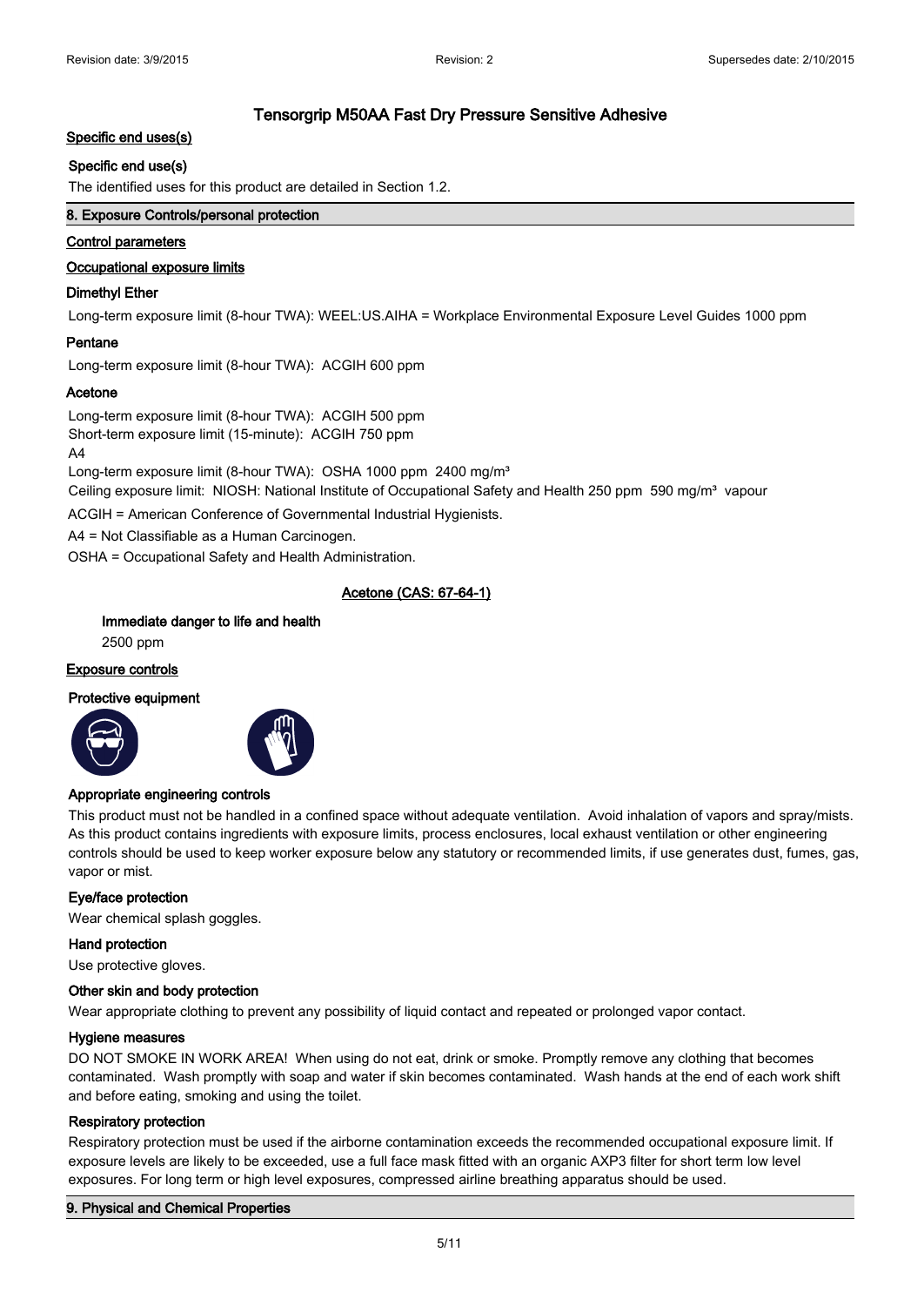### Specific end uses(s)

**Specific end use(s)**

The identified uses for this product are detailed in Section 1.2.

## 8. Exposure Controls/personal protection

### Control parameters

### Occupational exposure limits

**Dimethyl Ether**

Long-term exposure limit (8-hour TWA): WEEL:US.AIHA = Workplace Environmental Exposure Level Guides 1000 ppm

**Pentane**

Long-term exposure limit (8-hour TWA): ACGIH 600 ppm

**Acetone**

Long-term exposure limit (8-hour TWA): ACGIH 500 ppm
Short-term exposure limit (15-minute): ACGIH 750 ppm
A4
Long-term exposure limit (8-hour TWA): OSHA 1000 ppm 2400 mg/m³
Ceiling exposure limit: NIOSH: National Institute of Occupational Safety and Health 250 ppm 590 mg/m³ vapour

ACGIH = American Conference of Governmental Industrial Hygienists.

A4 = Not Classifiable as a Human Carcinogen.

OSHA = Occupational Safety and Health Administration.

**Acetone (CAS: 67-64-1)**

**Immediate danger to life and health**

2500 ppm

### Exposure controls

**Protective equipment**

**Appropriate engineering controls**

This product must not be handled in a confined space without adequate ventilation. Avoid inhalation of vapors and spray/mists. As this product contains ingredients with exposure limits, process enclosures, local exhaust ventilation or other engineering controls should be used to keep worker exposure below any statutory or recommended limits, if use generates dust, fumes, gas, vapor or mist.

**Eye/face protection**

Wear chemical splash goggles.

**Hand protection**

Use protective gloves.

**Other skin and body protection**

Wear appropriate clothing to prevent any possibility of liquid contact and repeated or prolonged vapor contact.

**Hygiene measures**

DO NOT SMOKE IN WORK AREA! When using do not eat, drink or smoke. Promptly remove any clothing that becomes contaminated. Wash promptly with soap and water if skin becomes contaminated. Wash hands at the end of each work shift and before eating, smoking and using the toilet.

**Respiratory protection**

Respiratory protection must be used if the airborne contamination exceeds the recommended occupational exposure limit. If exposure levels are likely to be exceeded, use a full face mask fitted with an organic AXP3 filter for short term low level exposures. For long term or high level exposures, compressed airline breathing apparatus should be used.

## 9. Physical and Chemical Properties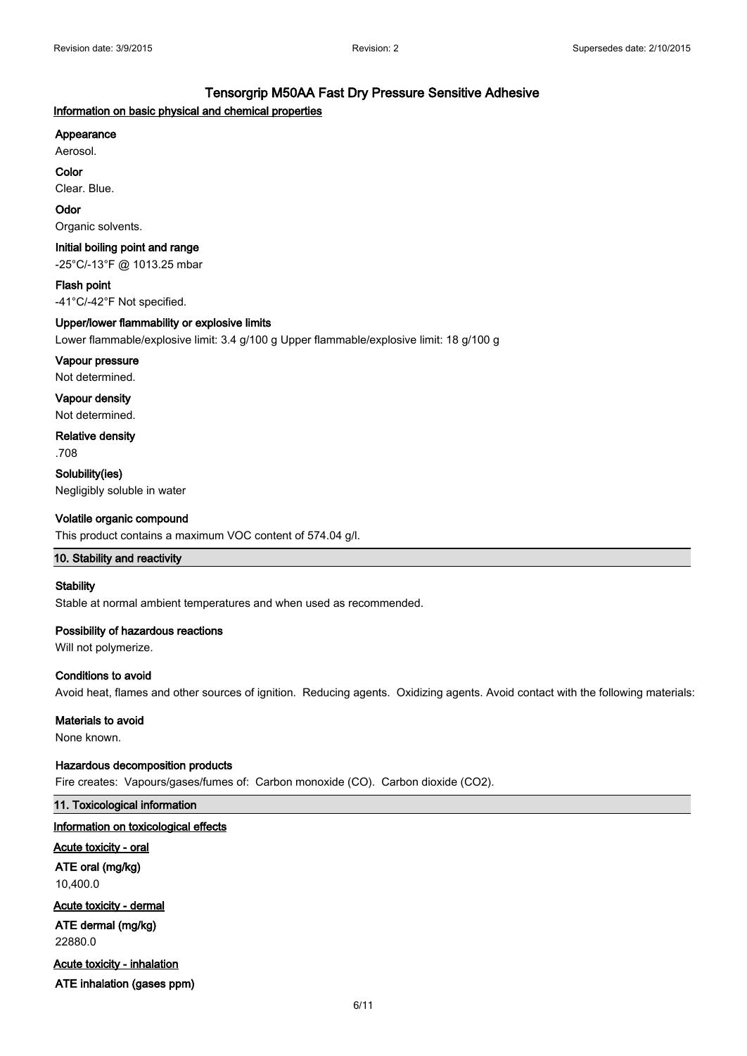## Tensorgrip M50AA Fast Dry Pressure Sensitive Adhesive

### Information on basic physical and chemical properties

**Appearance**

Aerosol.

**Color**

Clear. Blue.

**Odor**

Organic solvents.

**Initial boiling point and range**

-25°C/-13°F @ 1013.25 mbar

**Flash point**

-41°C/-42°F Not specified.

**Upper/lower flammability or explosive limits**

Lower flammable/explosive limit: 3.4 g/100 g Upper flammable/explosive limit: 18 g/100 g

**Vapour pressure**

Not determined.

**Vapour density**

Not determined.

**Relative density**

.708

**Solubility(ies)**

Negligibly soluble in water

**Volatile organic compound**

This product contains a maximum VOC content of 574.04 g/l.

## 10. Stability and reactivity

**Stability**

Stable at normal ambient temperatures and when used as recommended.

**Possibility of hazardous reactions**

Will not polymerize.

**Conditions to avoid**

Avoid heat, flames and other sources of ignition. Reducing agents. Oxidizing agents. Avoid contact with the following materials:

**Materials to avoid**

None known.

**Hazardous decomposition products**

Fire creates: Vapours/gases/fumes of: Carbon monoxide (CO). Carbon dioxide ($CO_2$).

## 11. Toxicological information

### Information on toxicological effects

**Acute toxicity - oral**

**ATE oral (mg/kg)**

10,400.0

**Acute toxicity - dermal**

**ATE dermal (mg/kg)**

22880.0

**Acute toxicity - inhalation**

**ATE inhalation (gases ppm)**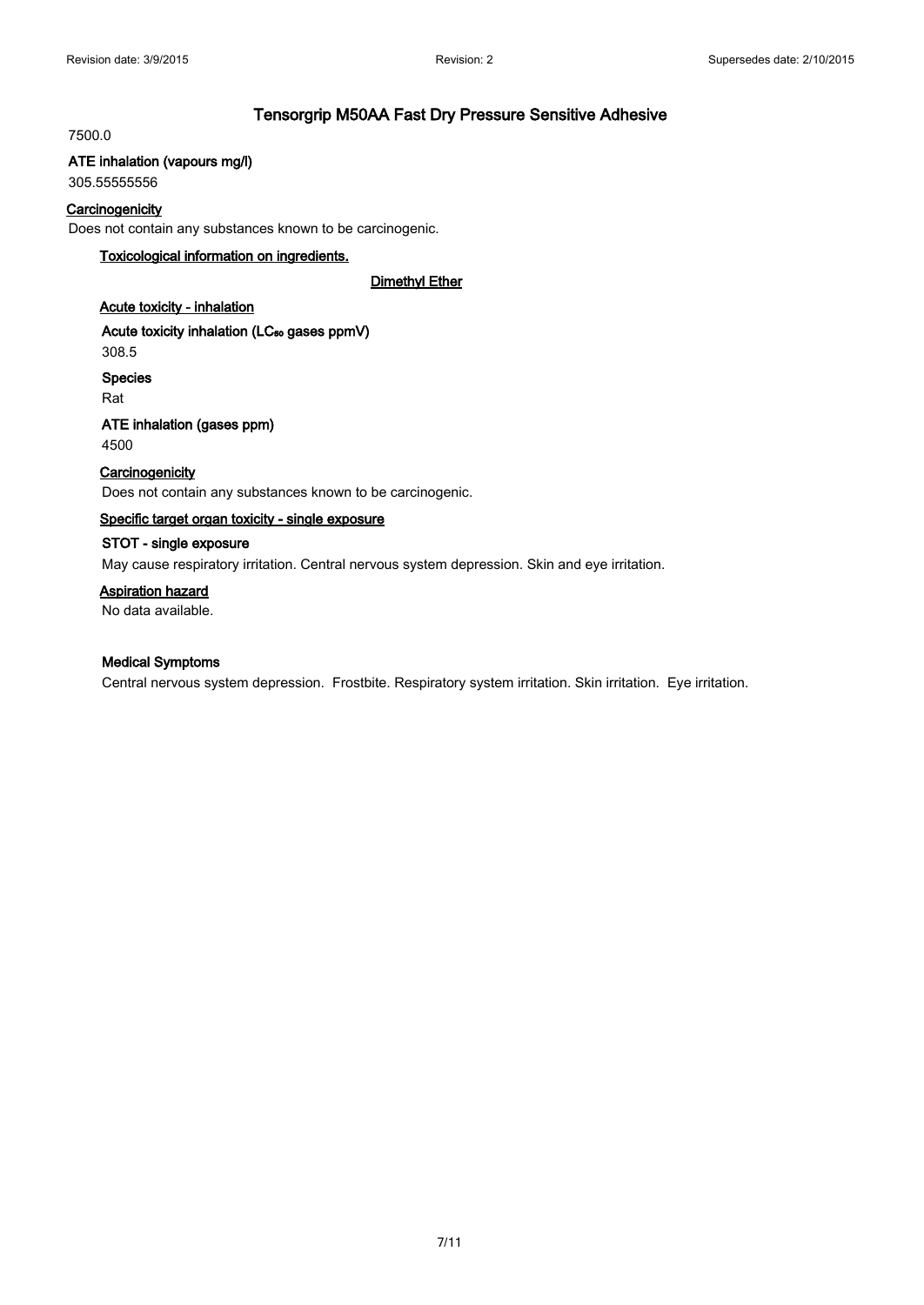7500.0

**ATE inhalation (vapours mg/l)**

305.55555556

**Carcinogenicity**

Does not contain any substances known to be carcinogenic.

**Toxicological information on ingredients.**

**Dimethyl Ether**

**Acute toxicity - inhalation**

**Acute toxicity inhalation ($LC_{50}$ gases ppmV)**

308.5

**Species**

Rat

**ATE inhalation (gases ppm)**

4500

**Carcinogenicity**

Does not contain any substances known to be carcinogenic.

**Specific target organ toxicity - single exposure**

**STOT - single exposure**

May cause respiratory irritation. Central nervous system depression. Skin and eye irritation.

**Aspiration hazard**

No data available.

**Medical Symptoms**

Central nervous system depression. Frostbite. Respiratory system irritation. Skin irritation. Eye irritation.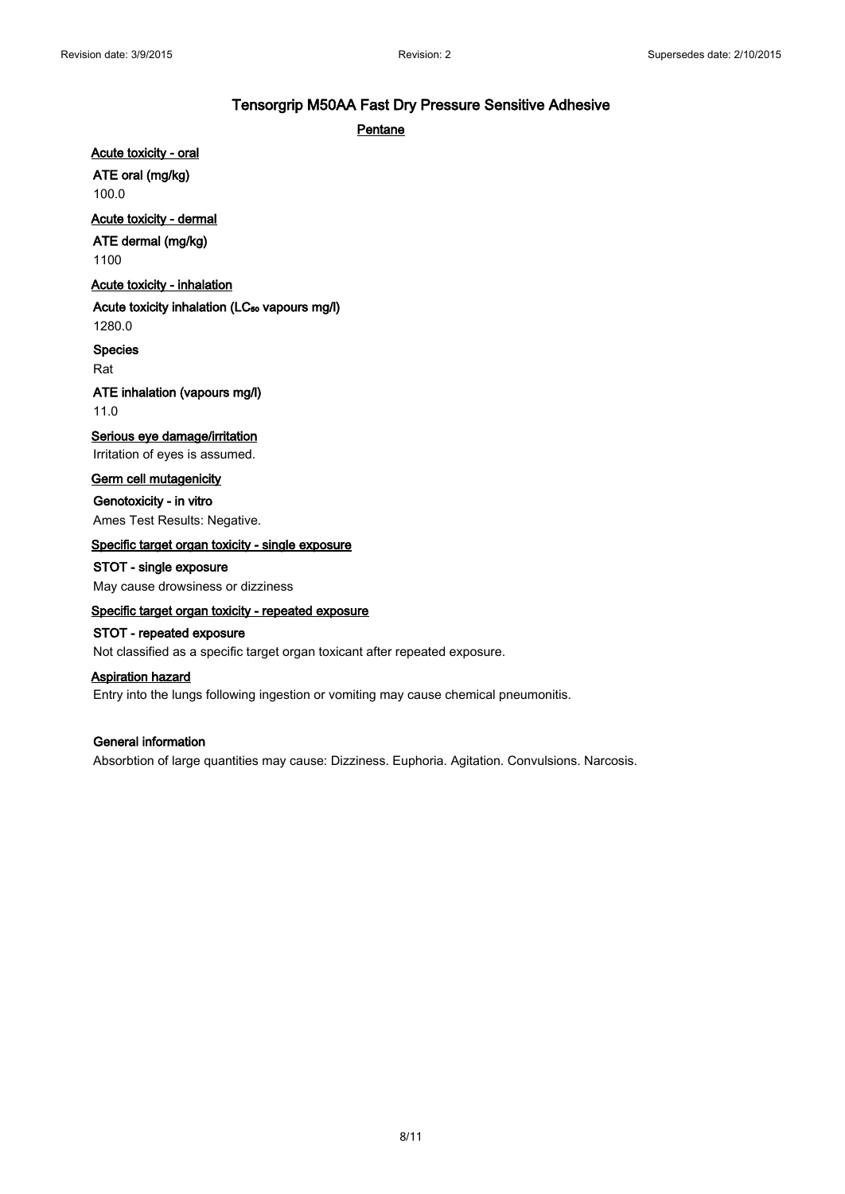## Tensorgrip M50AA Fast Dry Pressure Sensitive Adhesive

### Pentane

**Acute toxicity - oral**

**ATE oral (mg/kg)**

100.0

**Acute toxicity - dermal**

**ATE dermal (mg/kg)**

1100

**Acute toxicity - inhalation**

**Acute toxicity inhalation ($LC_{50}$ vapours mg/l)**

1280.0

**Species**

Rat

**ATE inhalation (vapours mg/l)**

11.0

**Serious eye damage/irritation**

Irritation of eyes is assumed.

**Germ cell mutagenicity**

**Genotoxicity - in vitro**

Ames Test Results: Negative.

**Specific target organ toxicity - single exposure**

**STOT - single exposure**

May cause drowsiness or dizziness

**Specific target organ toxicity - repeated exposure**

**STOT - repeated exposure**

Not classified as a specific target organ toxicant after repeated exposure.

**Aspiration hazard**

Entry into the lungs following ingestion or vomiting may cause chemical pneumonitis.

**General information**

Absorbtion of large quantities may cause: Dizziness. Euphoria. Agitation. Convulsions. Narcosis.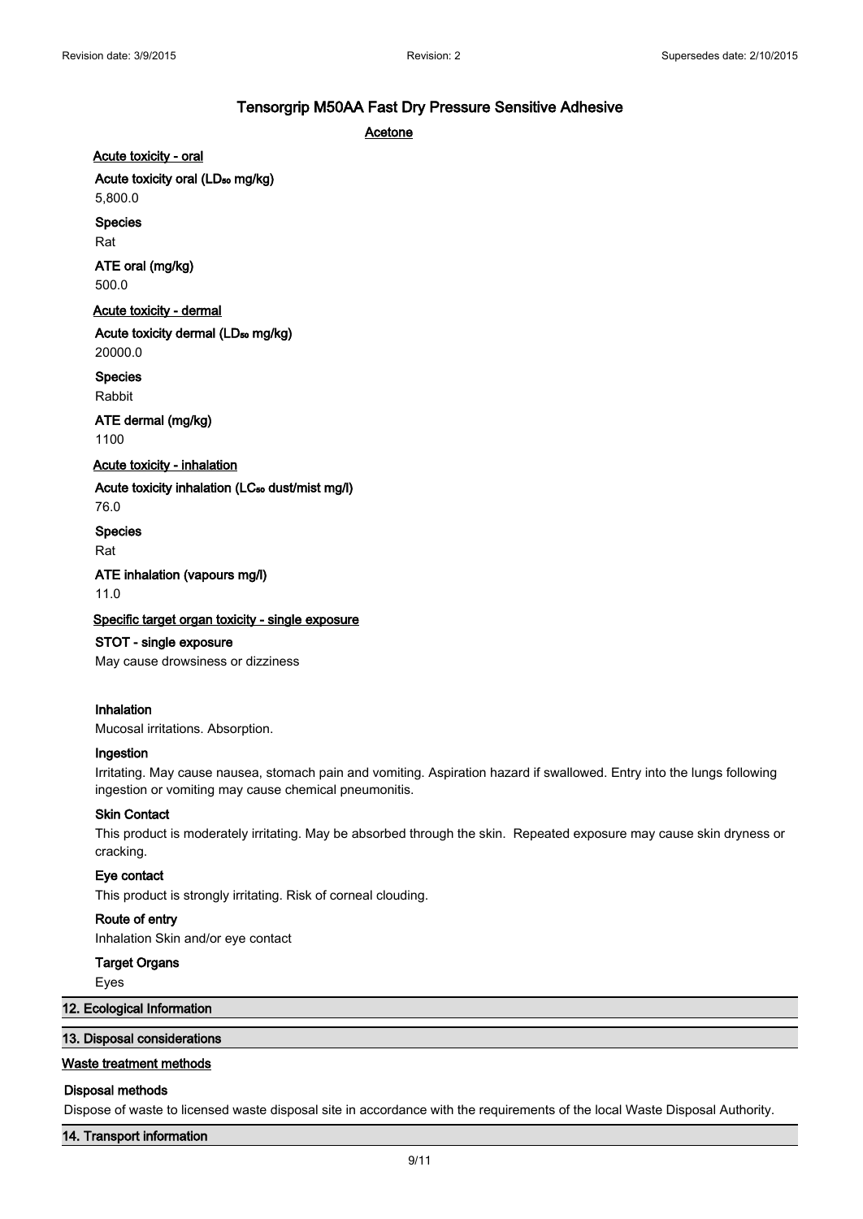# Tensorgrip M50AA Fast Dry Pressure Sensitive Adhesive

**Acetone**

**Acute toxicity - oral**

**Acute toxicity oral ($LD_{50}$ mg/kg)**

5,800.0

**Species**

Rat

**ATE oral (mg/kg)**

500.0

**Acute toxicity - dermal**

**Acute toxicity dermal ($LD_{50}$ mg/kg)**

20000.0

**Species**

Rabbit

**ATE dermal (mg/kg)**

1100

**Acute toxicity - inhalation**

**Acute toxicity inhalation ($LC_{50}$ dust/mist mg/l)**

76.0

**Species**

Rat

**ATE inhalation (vapours mg/l)**

11.0

**Specific target organ toxicity - single exposure**

**STOT - single exposure**

May cause drowsiness or dizziness

**Inhalation**

Mucosal irritations. Absorption.

**Ingestion**

Irritating. May cause nausea, stomach pain and vomiting. Aspiration hazard if swallowed. Entry into the lungs following ingestion or vomiting may cause chemical pneumonitis.

**Skin Contact**

This product is moderately irritating. May be absorbed through the skin. Repeated exposure may cause skin dryness or cracking.

**Eye contact**

This product is strongly irritating. Risk of corneal clouding.

**Route of entry**

Inhalation Skin and/or eye contact

**Target Organs**

Eyes

## 12. Ecological Information

## 13. Disposal considerations

**Waste treatment methods**

**Disposal methods**

Dispose of waste to licensed waste disposal site in accordance with the requirements of the local Waste Disposal Authority.

## 14. Transport information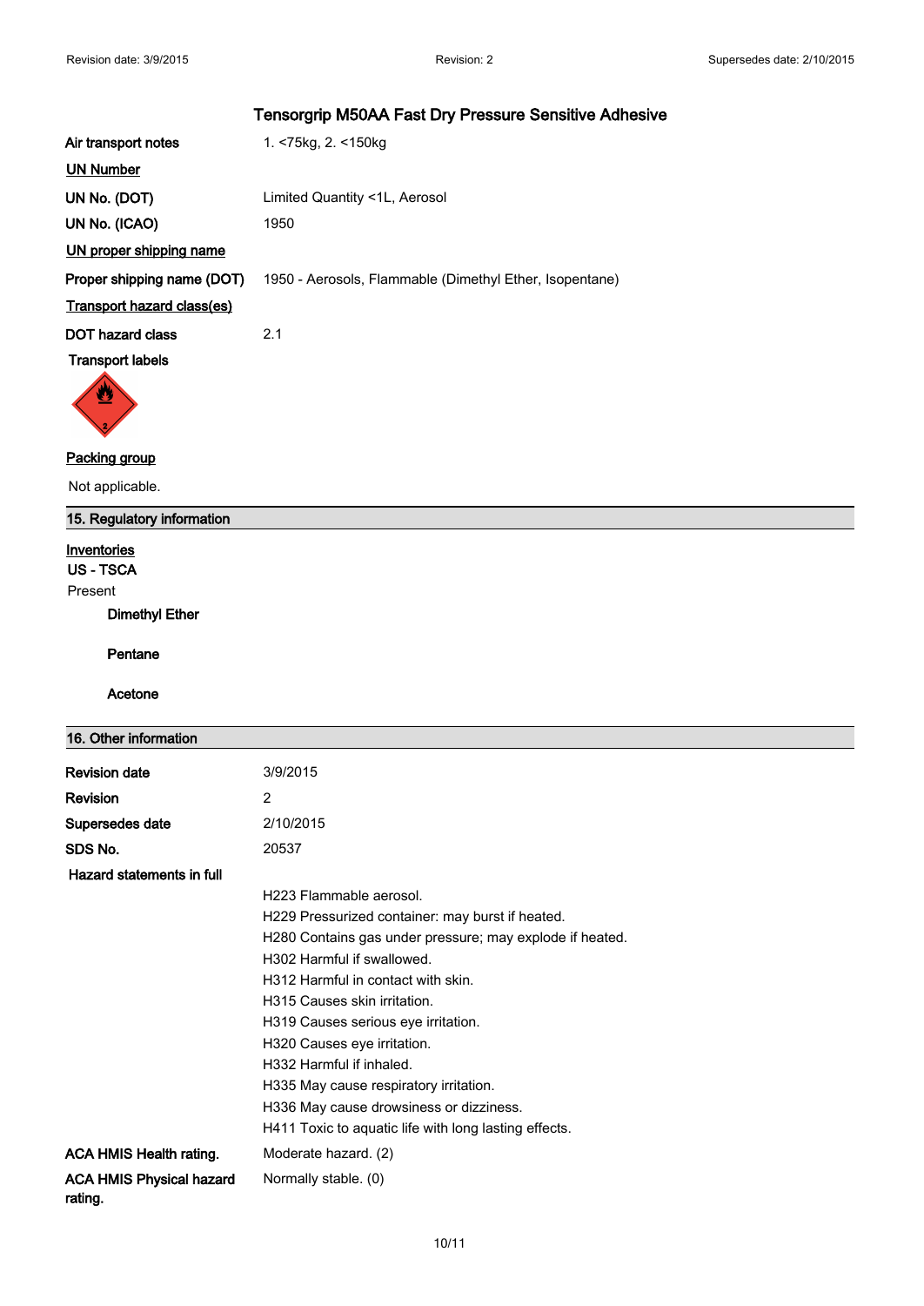## Tensorgrip M50AA Fast Dry Pressure Sensitive Adhesive

| | |
|---|---|
| **Air transport notes** | 1. <75kg, 2. <150kg |

**UN Number**

| | |
|---|---|
| **UN No. (DOT)** | Limited Quantity <1L, Aerosol |
| **UN No. (ICAO)** | 1950 |

**UN proper shipping name**

| | |
|---|---|
| **Proper shipping name (DOT)** | 1950 - Aerosols, Flammable (Dimethyl Ether, Isopentane) |

**Transport hazard class(es)**

| | |
|---|---|
| **DOT hazard class** | 2.1 |

**Transport labels**

**Packing group**

Not applicable.

## 15. Regulatory information

**Inventories**

**US - TSCA**

Present

**Dimethyl Ether**

**Pentane**

**Acetone**

## 16. Other information

| | |
|---|---|
| **Revision date** | 3/9/2015 |
| **Revision** | 2 |
| **Supersedes date** | 2/10/2015 |
| **SDS No.** | 20537 |

**Hazard statements in full**

H223 Flammable aerosol.
H229 Pressurized container: may burst if heated.
H280 Contains gas under pressure; may explode if heated.
H302 Harmful if swallowed.
H312 Harmful in contact with skin.
H315 Causes skin irritation.
H319 Causes serious eye irritation.
H320 Causes eye irritation.
H332 Harmful if inhaled.
H335 May cause respiratory irritation.
H336 May cause drowsiness or dizziness.
H411 Toxic to aquatic life with long lasting effects.

| | |
|---|---|
| **ACA HMIS Health rating.** | Moderate hazard. (2) |
| **ACA HMIS Physical hazard rating.** | Normally stable. (0) |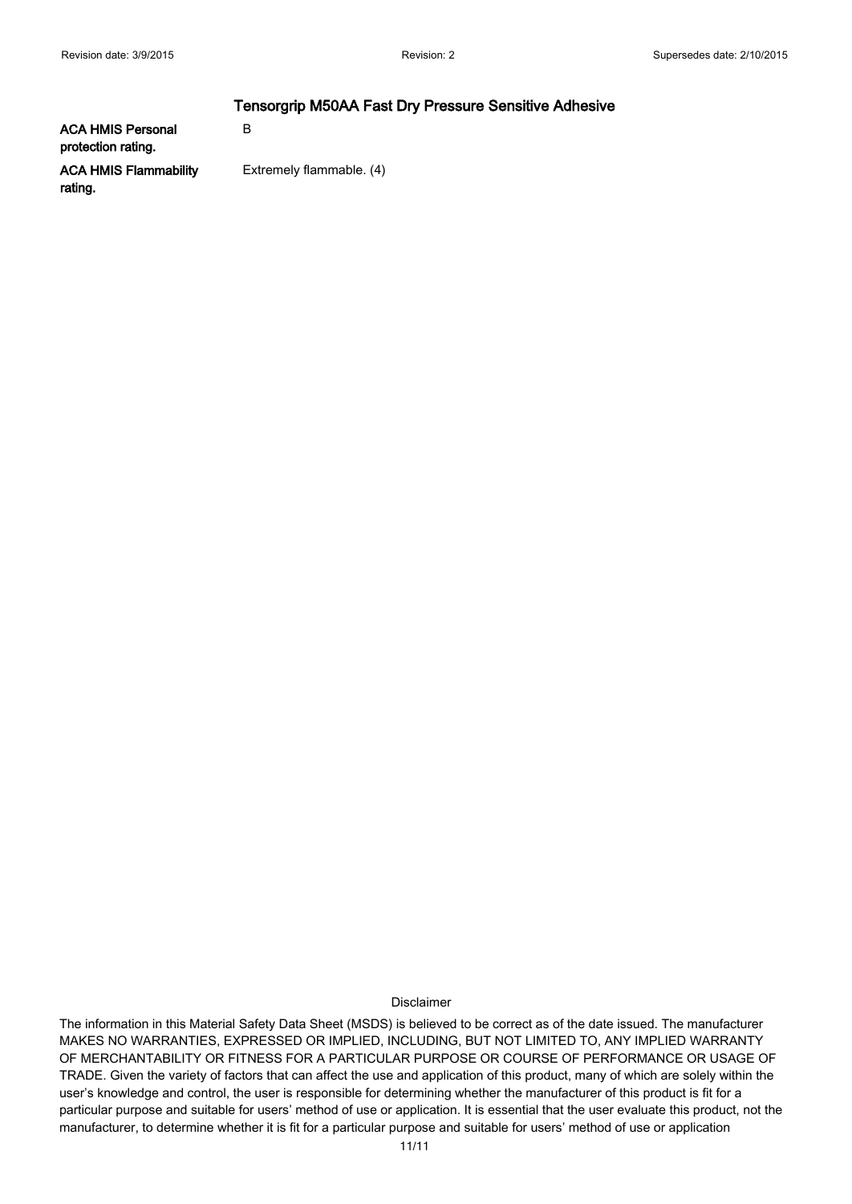| | |
|---|---|
| **ACA HMIS Personal protection rating.** | B |
| **ACA HMIS Flammability rating.** | Extremely flammable. (4) |

Disclaimer

The information in this Material Safety Data Sheet (MSDS) is believed to be correct as of the date issued. The manufacturer MAKES NO WARRANTIES, EXPRESSED OR IMPLIED, INCLUDING, BUT NOT LIMITED TO, ANY IMPLIED WARRANTY OF MERCHANTABILITY OR FITNESS FOR A PARTICULAR PURPOSE OR COURSE OF PERFORMANCE OR USAGE OF TRADE. Given the variety of factors that can affect the use and application of this product, many of which are solely within the user's knowledge and control, the user is responsible for determining whether the manufacturer of this product is fit for a particular purpose and suitable for users' method of use or application. It is essential that the user evaluate this product, not the manufacturer, to determine whether it is fit for a particular purpose and suitable for users' method of use or application